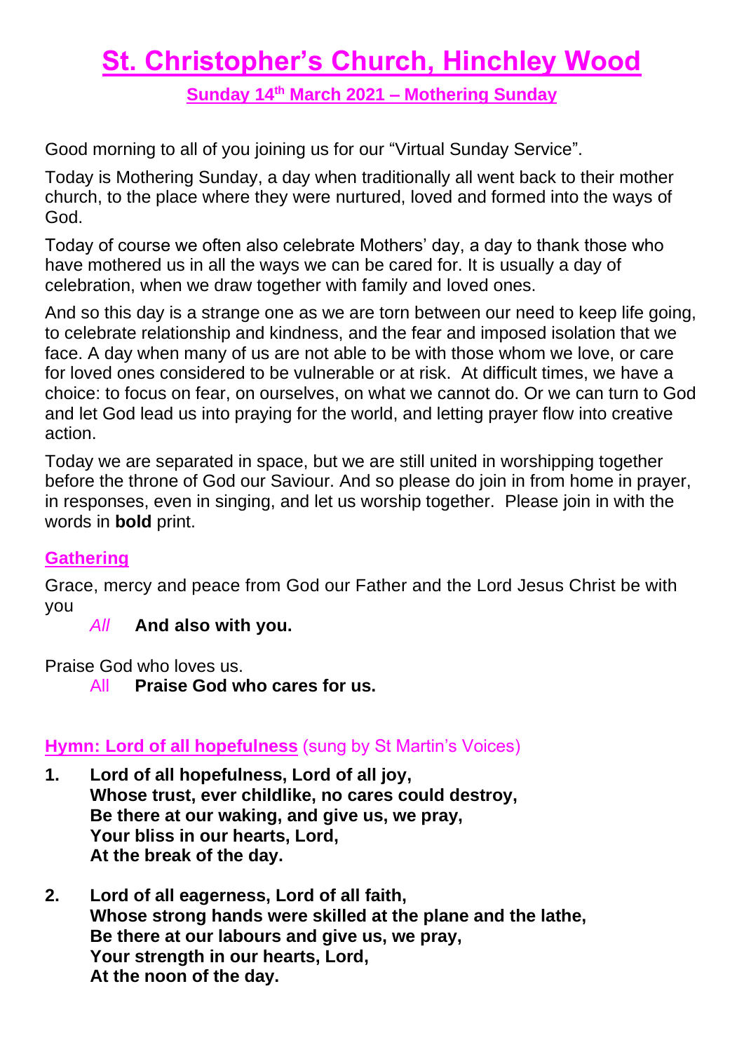# St. Christopher's Church, Hinchley Wood

## Sunday 14th March 2021 – Mothering Sunday

Good morning to all of you joining us for our "Virtual Sunday Service".

Today is Mothering Sunday, a day when traditionally all went back to their mother church, to the place where they were nurtured, loved and formed into the ways of God.

Today of course we often also celebrate Mothers' day, a day to thank those who have mothered us in all the ways we can be cared for. It is usually a day of celebration, when we draw together with family and loved ones.

And so this day is a strange one as we are torn between our need to keep life going, to celebrate relationship and kindness, and the fear and imposed isolation that we face. A day when many of us are not able to be with those whom we love, or care for loved ones considered to be vulnerable or at risk. At difficult times, we have a choice: to focus on fear, on ourselves, on what we cannot do. Or we can turn to God and let God lead us into praying for the world, and letting prayer flow into creative action.

Today we are separated in space, but we are still united in worshipping together before the throne of God our Saviour. And so please do join in from home in prayer, in responses, even in singing, and let us worship together. Please join in with the words in **bold** print.

### Gathering

Grace, mercy and peace from God our Father and the Lord Jesus Christ be with you

*All* **And also with you.**

Praise God who loves us.

All **Praise God who cares for us.**

### Hymn: Lord of all hopefulness (sung by St Martin's Voices)

1. **Lord of all hopefulness, Lord of all joy,**
   **Whose trust, ever childlike, no cares could destroy,**
   **Be there at our waking, and give us, we pray,**
   **Your bliss in our hearts, Lord,**
   **At the break of the day.**

2. **Lord of all eagerness, Lord of all faith,**
   **Whose strong hands were skilled at the plane and the lathe,**
   **Be there at our labours and give us, we pray,**
   **Your strength in our hearts, Lord,**
   **At the noon of the day.**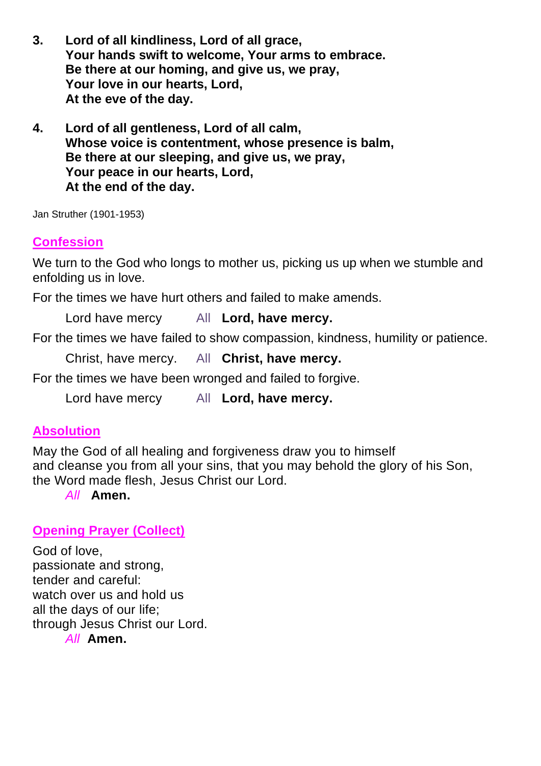3. **Lord of all kindliness, Lord of all grace,**
   **Your hands swift to welcome, Your arms to embrace.**
   **Be there at our homing, and give us, we pray,**
   **Your love in our hearts, Lord,**
   **At the eve of the day.**

4. **Lord of all gentleness, Lord of all calm,**
   **Whose voice is contentment, whose presence is balm,**
   **Be there at our sleeping, and give us, we pray,**
   **Your peace in our hearts, Lord,**
   **At the end of the day.**

Jan Struther (1901-1953)

## Confession

We turn to the God who longs to mother us, picking us up when we stumble and enfolding us in love.

For the times we have hurt others and failed to make amends.

Lord have mercy *All* **Lord, have mercy.**

For the times we have failed to show compassion, kindness, humility or patience.

Christ, have mercy. *All* **Christ, have mercy.**

For the times we have been wronged and failed to forgive.

Lord have mercy *All* **Lord, have mercy.**

## Absolution

May the God of all healing and forgiveness draw you to himself
and cleanse you from all your sins, that you may behold the glory of his Son,
the Word made flesh, Jesus Christ our Lord.

*All* **Amen.**

## Opening Prayer (Collect)

God of love,
passionate and strong,
tender and careful:
watch over us and hold us
all the days of our life;
through Jesus Christ our Lord.

*All* **Amen.**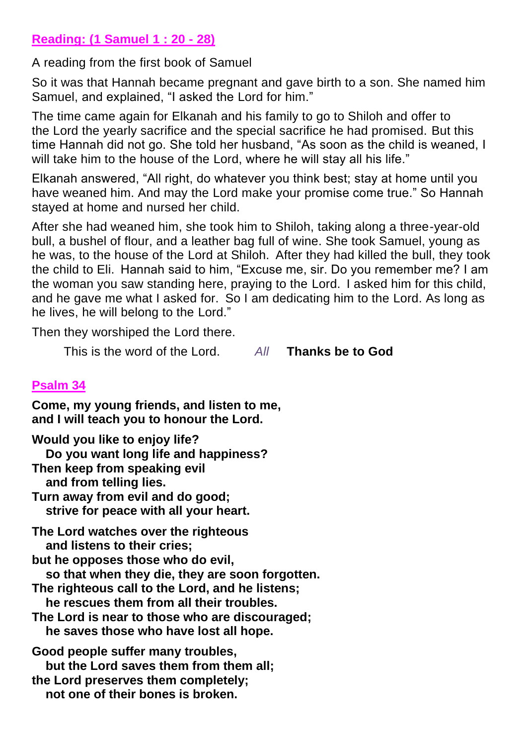## Reading: (1 Samuel 1 : 20 - 28)

A reading from the first book of Samuel

So it was that Hannah became pregnant and gave birth to a son. She named him Samuel, and explained, "I asked the Lord for him."

The time came again for Elkanah and his family to go to Shiloh and offer to the Lord the yearly sacrifice and the special sacrifice he had promised. But this time Hannah did not go. She told her husband, "As soon as the child is weaned, I will take him to the house of the Lord, where he will stay all his life."

Elkanah answered, "All right, do whatever you think best; stay at home until you have weaned him. And may the Lord make your promise come true." So Hannah stayed at home and nursed her child.

After she had weaned him, she took him to Shiloh, taking along a three-year-old bull, a bushel of flour, and a leather bag full of wine. She took Samuel, young as he was, to the house of the Lord at Shiloh. After they had killed the bull, they took the child to Eli. Hannah said to him, "Excuse me, sir. Do you remember me? I am the woman you saw standing here, praying to the Lord. I asked him for this child, and he gave me what I asked for. So I am dedicating him to the Lord. As long as he lives, he will belong to the Lord."

Then they worshiped the Lord there.

This is the word of the Lord. *All* **Thanks be to God**

## Psalm 34

**Come, my young friends, and listen to me,**
**and I will teach you to honour the Lord.**

**Would you like to enjoy life?**
**Do you want long life and happiness?**
**Then keep from speaking evil**
**and from telling lies.**
**Turn away from evil and do good;**
**strive for peace with all your heart.**

**The Lord watches over the righteous**
**and listens to their cries;**
**but he opposes those who do evil,**
**so that when they die, they are soon forgotten.**
**The righteous call to the Lord, and he listens;**
**he rescues them from all their troubles.**
**The Lord is near to those who are discouraged;**
**he saves those who have lost all hope.**

**Good people suffer many troubles,**
**but the Lord saves them from them all;**
**the Lord preserves them completely;**
**not one of their bones is broken.**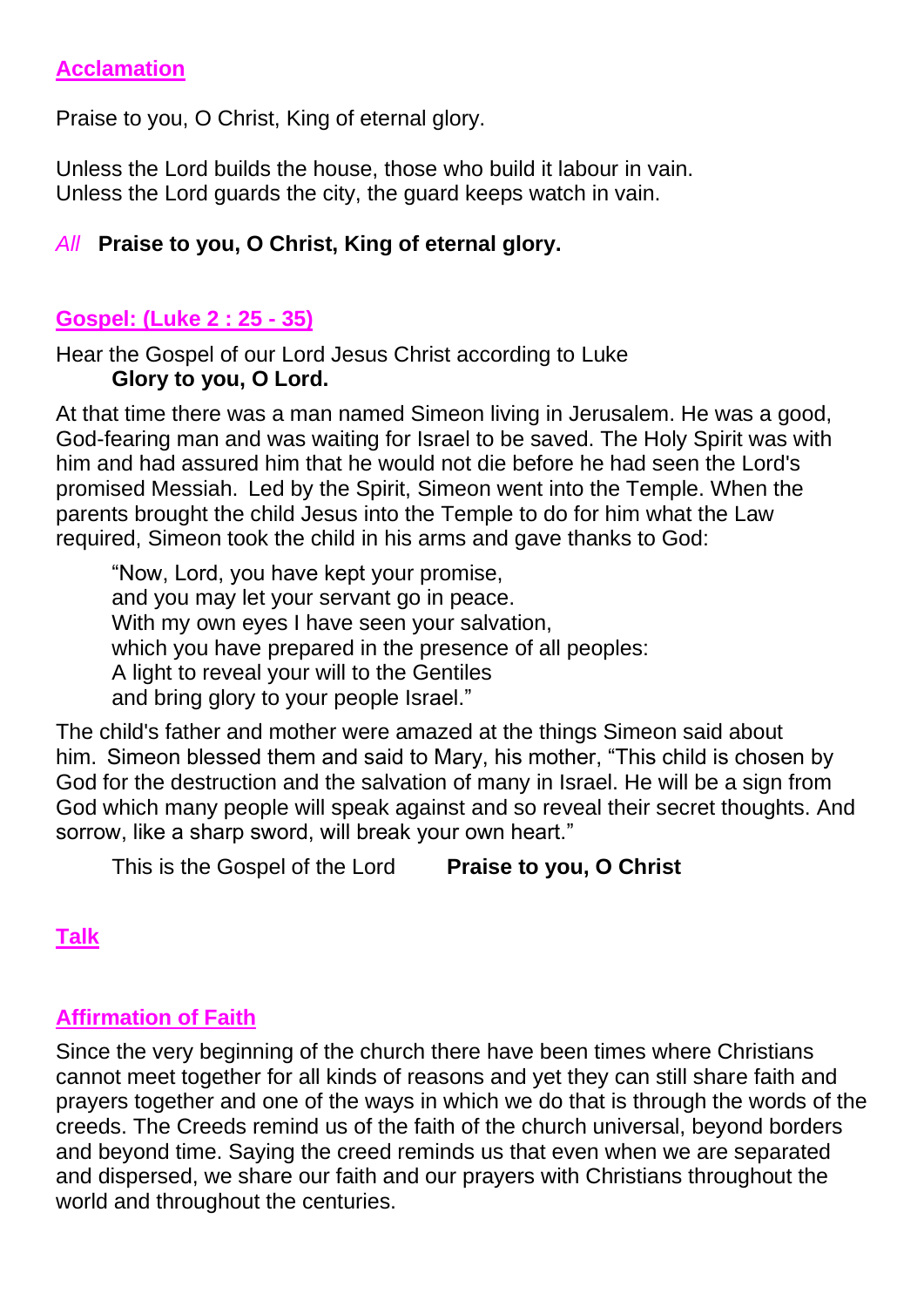## Acclamation

Praise to you, O Christ, King of eternal glory.

Unless the Lord builds the house, those who build it labour in vain.
Unless the Lord guards the city, the guard keeps watch in vain.

*All* **Praise to you, O Christ, King of eternal glory.**

## Gospel: (Luke 2 : 25 - 35)

Hear the Gospel of our Lord Jesus Christ according to Luke
**Glory to you, O Lord.**

At that time there was a man named Simeon living in Jerusalem. He was a good, God-fearing man and was waiting for Israel to be saved. The Holy Spirit was with him and had assured him that he would not die before he had seen the Lord's promised Messiah. Led by the Spirit, Simeon went into the Temple. When the parents brought the child Jesus into the Temple to do for him what the Law required, Simeon took the child in his arms and gave thanks to God:

"Now, Lord, you have kept your promise,
and you may let your servant go in peace.
With my own eyes I have seen your salvation,
which you have prepared in the presence of all peoples:
A light to reveal your will to the Gentiles
and bring glory to your people Israel."

The child's father and mother were amazed at the things Simeon said about him. Simeon blessed them and said to Mary, his mother, "This child is chosen by God for the destruction and the salvation of many in Israel. He will be a sign from God which many people will speak against and so reveal their secret thoughts. And sorrow, like a sharp sword, will break your own heart."

This is the Gospel of the Lord **Praise to you, O Christ**

## Talk

## Affirmation of Faith

Since the very beginning of the church there have been times where Christians cannot meet together for all kinds of reasons and yet they can still share faith and prayers together and one of the ways in which we do that is through the words of the creeds. The Creeds remind us of the faith of the church universal, beyond borders and beyond time. Saying the creed reminds us that even when we are separated and dispersed, we share our faith and our prayers with Christians throughout the world and throughout the centuries.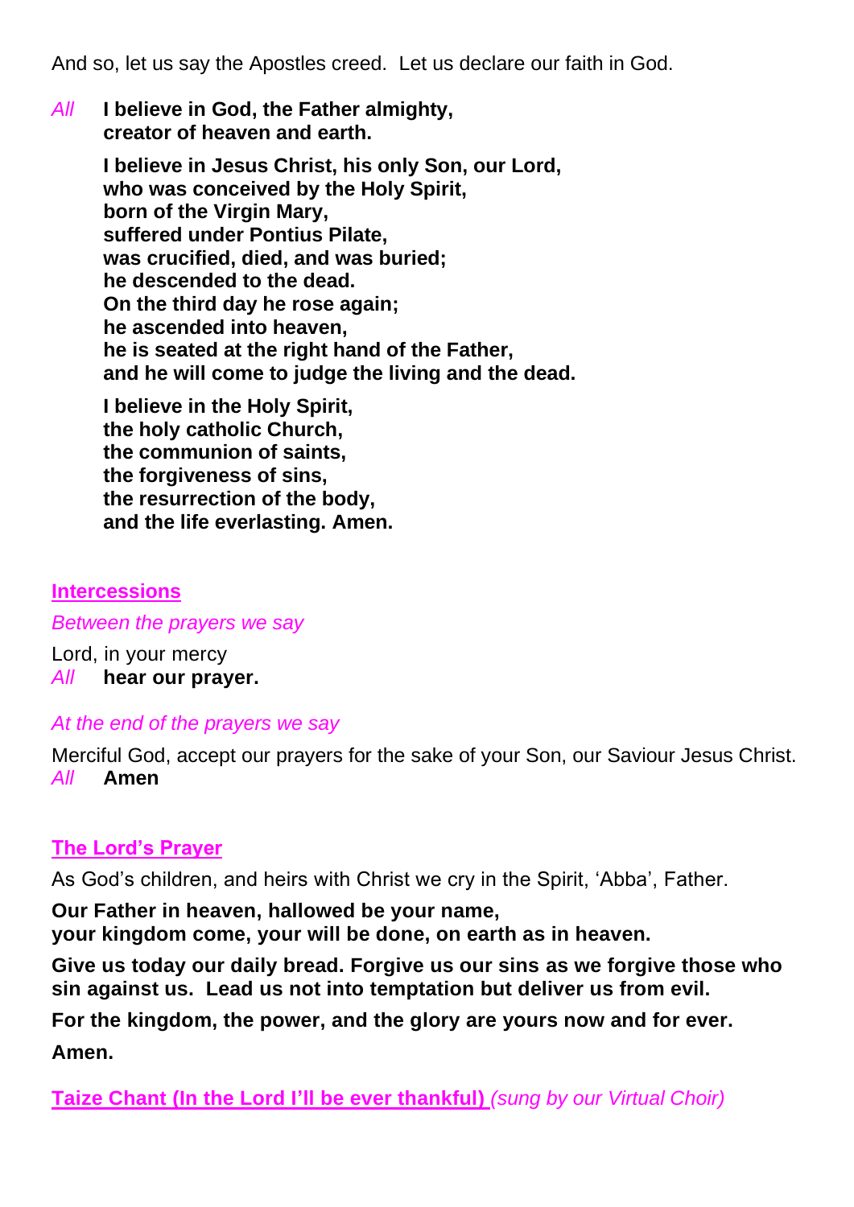And so, let us say the Apostles creed.  Let us declare our faith in God.

*All* **I believe in God, the Father almighty,
creator of heaven and earth.**

**I believe in Jesus Christ, his only Son, our Lord,
who was conceived by the Holy Spirit,
born of the Virgin Mary,
suffered under Pontius Pilate,
was crucified, died, and was buried;
he descended to the dead.
On the third day he rose again;
he ascended into heaven,
he is seated at the right hand of the Father,
and he will come to judge the living and the dead.**

**I believe in the Holy Spirit,
the holy catholic Church,
the communion of saints,
the forgiveness of sins,
the resurrection of the body,
and the life everlasting. Amen.**

## **Intercessions**

*Between the prayers we say*

Lord, in your mercy
*All* **hear our prayer.**

*At the end of the prayers we say*

Merciful God, accept our prayers for the sake of your Son, our Saviour Jesus Christ.
*All* **Amen**

## **The Lord's Prayer**

As God's children, and heirs with Christ we cry in the Spirit, 'Abba', Father.

**Our Father in heaven, hallowed be your name,
your kingdom come, your will be done, on earth as in heaven.**

**Give us today our daily bread. Forgive us our sins as we forgive those who sin against us.  Lead us not into temptation but deliver us from evil.**

**For the kingdom, the power, and the glory are yours now and for ever.**

**Amen.**

**Taize Chant (In the Lord I'll be ever thankful)** *(sung by our Virtual Choir)*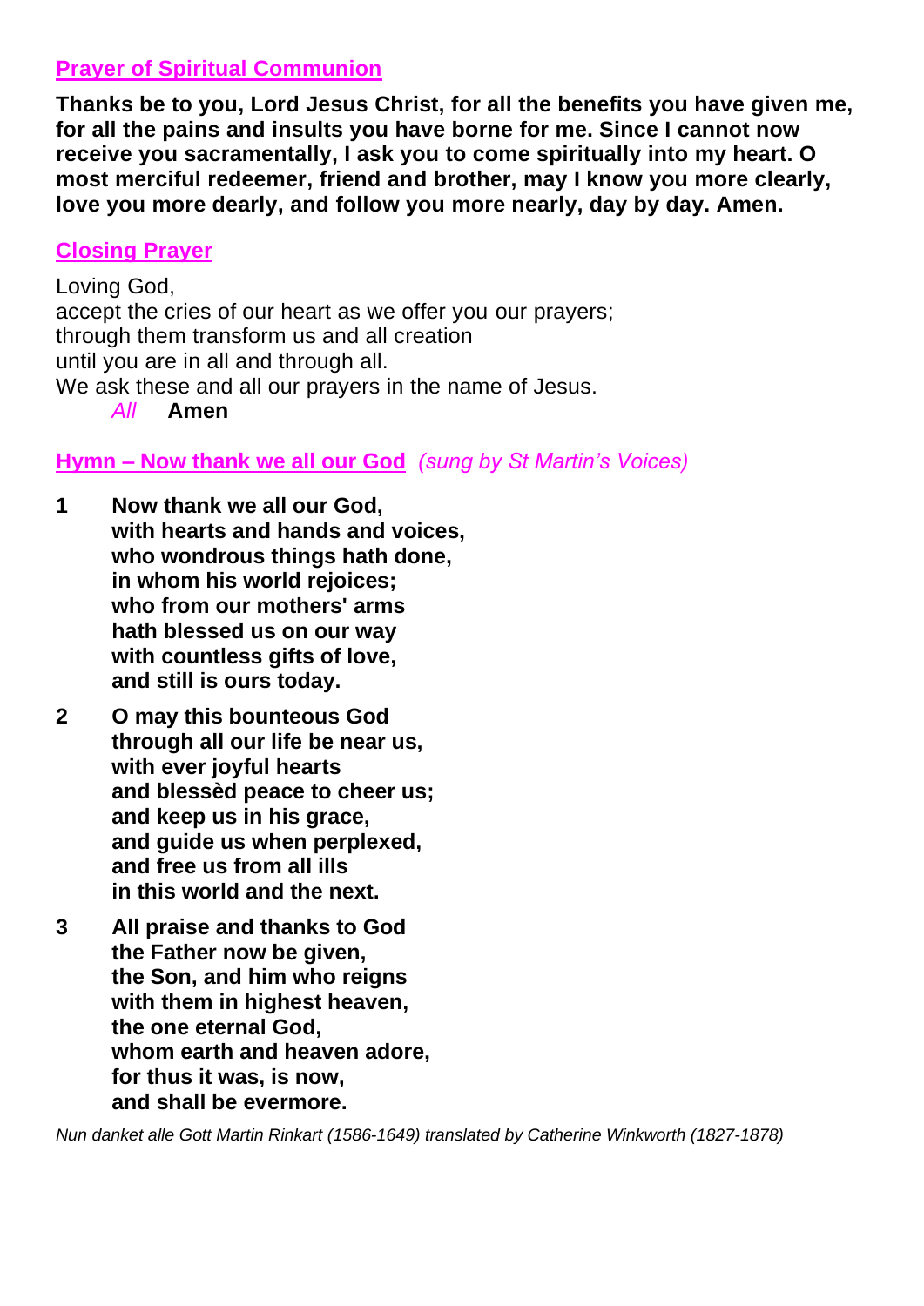## Prayer of Spiritual Communion

**Thanks be to you, Lord Jesus Christ, for all the benefits you have given me, for all the pains and insults you have borne for me. Since I cannot now receive you sacramentally, I ask you to come spiritually into my heart. O most merciful redeemer, friend and brother, may I know you more clearly, love you more dearly, and follow you more nearly, day by day. Amen.**

## Closing Prayer

Loving God,
accept the cries of our heart as we offer you our prayers;
through them transform us and all creation
until you are in all and through all.
We ask these and all our prayers in the name of Jesus.

*All* **Amen**

## Hymn – Now thank we all our God *(sung by St Martin's Voices)*

**1** **Now thank we all our God,**
**with hearts and hands and voices,**
**who wondrous things hath done,**
**in whom his world rejoices;**
**who from our mothers' arms**
**hath blessed us on our way**
**with countless gifts of love,**
**and still is ours today.**

**2** **O may this bounteous God**
**through all our life be near us,**
**with ever joyful hearts**
**and blessèd peace to cheer us;**
**and keep us in his grace,**
**and guide us when perplexed,**
**and free us from all ills**
**in this world and the next.**

**3** **All praise and thanks to God**
**the Father now be given,**
**the Son, and him who reigns**
**with them in highest heaven,**
**the one eternal God,**
**whom earth and heaven adore,**
**for thus it was, is now,**
**and shall be evermore.**

*Nun danket alle Gott Martin Rinkart (1586-1649) translated by Catherine Winkworth (1827-1878)*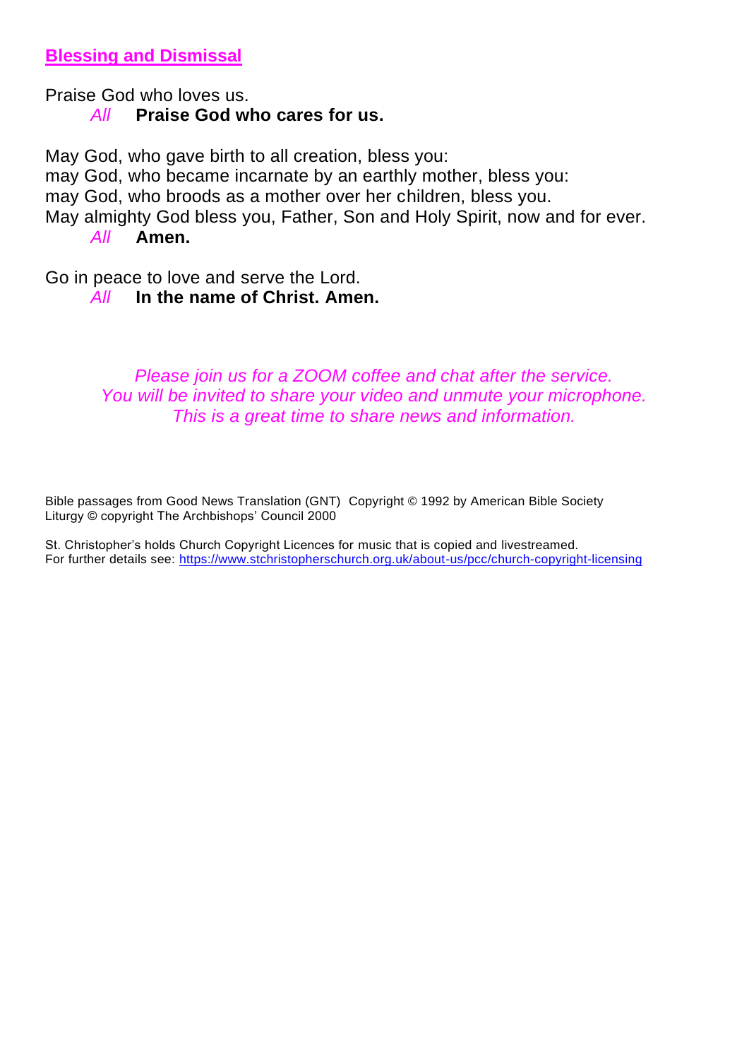## Blessing and Dismissal

Praise God who loves us.
*All* **Praise God who cares for us.**

May God, who gave birth to all creation, bless you:
may God, who became incarnate by an earthly mother, bless you:
may God, who broods as a mother over her children, bless you.
May almighty God bless you, Father, Son and Holy Spirit, now and for ever.
*All* **Amen.**

Go in peace to love and serve the Lord.
*All* **In the name of Christ. Amen.**

*Please join us for a ZOOM coffee and chat after the service.*
*You will be invited to share your video and unmute your microphone.*
*This is a great time to share news and information.*

Bible passages from Good News Translation (GNT) Copyright © 1992 by American Bible Society
Liturgy © copyright The Archbishops' Council 2000

St. Christopher's holds Church Copyright Licences for music that is copied and livestreamed.
For further details see: https://www.stchristopherschurch.org.uk/about-us/pcc/church-copyright-licensing